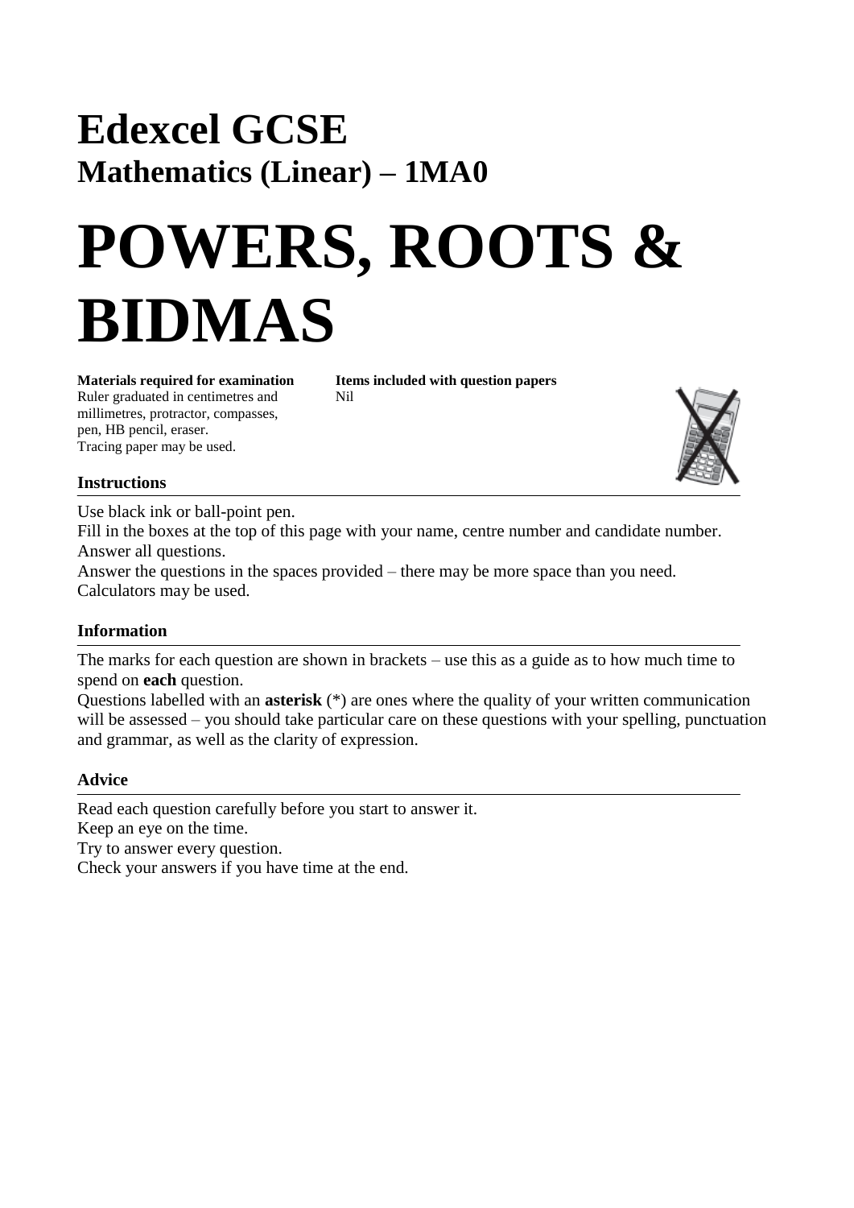# Edexcel GCSE

## Mathematics (Linear) – 1MA0

# POWERS, ROOTS & BIDMAS

**Materials required for examination**
Ruler graduated in centimetres and millimetres, protractor, compasses, pen, HB pencil, eraser.
Tracing paper may be used.

**Items included with question papers**
Nil

### Instructions

Use black ink or ball-point pen.
Fill in the boxes at the top of this page with your name, centre number and candidate number.
Answer all questions.
Answer the questions in the spaces provided – there may be more space than you need.
Calculators may be used.

### Information

The marks for each question are shown in brackets – use this as a guide as to how much time to spend on **each** question.
Questions labelled with an **asterisk** (*) are ones where the quality of your written communication will be assessed – you should take particular care on these questions with your spelling, punctuation and grammar, as well as the clarity of expression.

### Advice

Read each question carefully before you start to answer it.
Keep an eye on the time.
Try to answer every question.
Check your answers if you have time at the end.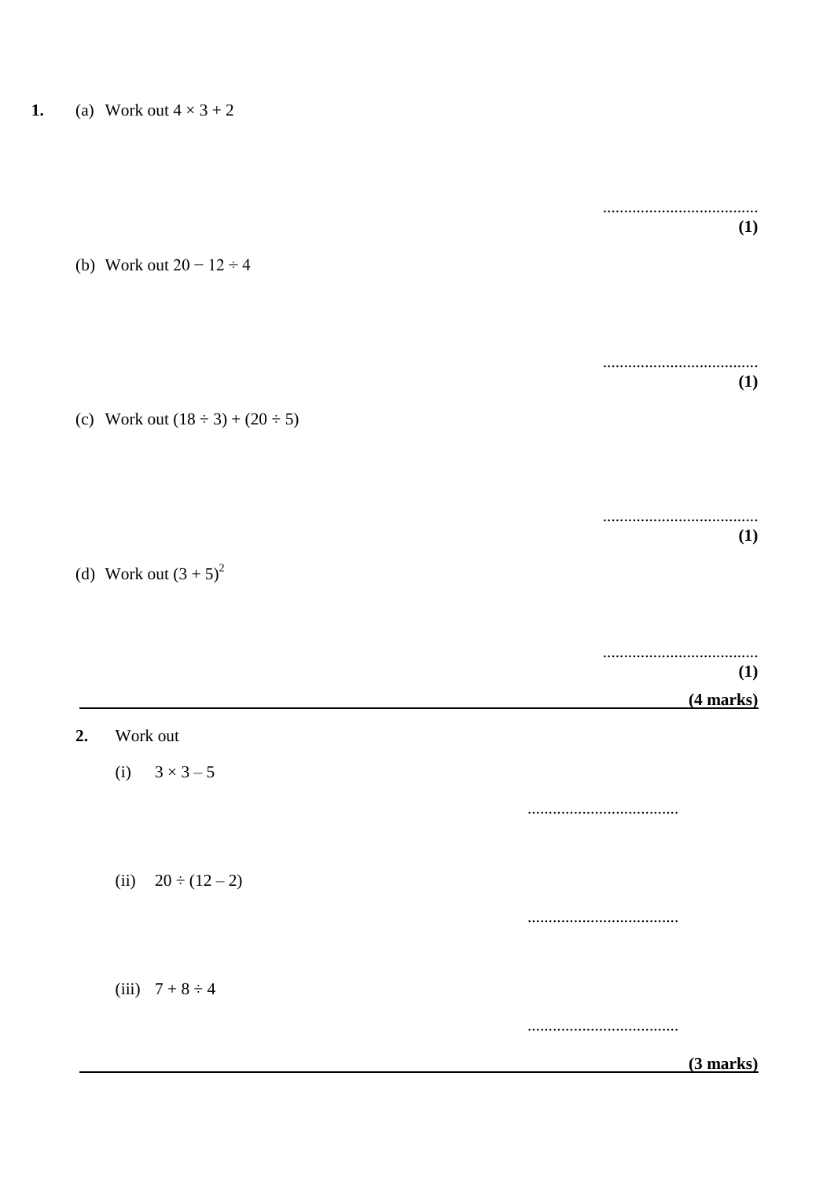**1.** (a) Work out $4 \times 3 + 2$

..................................... **(1)**

(b) Work out $20 - 12 \div 4$

..................................... **(1)**

(c) Work out $(18 \div 3) + (20 \div 5)$

..................................... **(1)**

(d) Work out $(3 + 5)^2$

..................................... **(1)**

**(4 marks)**

---

**2.** Work out

(i) $3 \times 3 - 5$

.....................................

(ii) $20 \div (12 - 2)$

.....................................

(iii) $7 + 8 \div 4$

.....................................

**(3 marks)**

---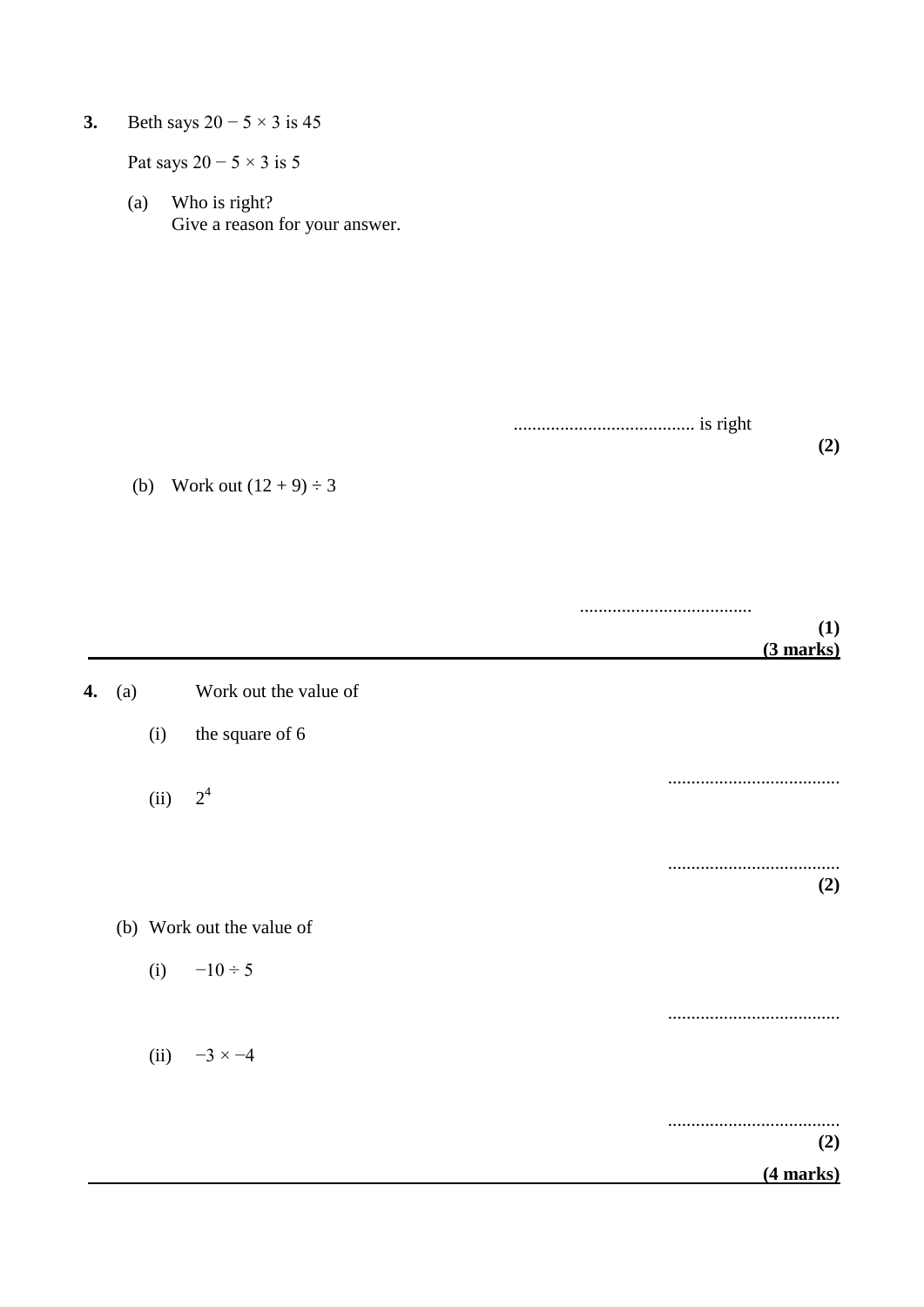**3.** Beth says $20 - 5 \times 3$ is 45

Pat says $20 - 5 \times 3$ is 5

(a) Who is right?
Give a reason for your answer.

....................................... is right

**(2)**

(b) Work out $(12 + 9) \div 3$

.....................................

**(1)**

**(3 marks)**

---

**4.** (a) Work out the value of

(i) the square of 6

.....................................

(ii) $2^4$

.....................................

**(2)**

(b) Work out the value of

(i) $-10 \div 5$

.....................................

(ii) $-3 \times -4$

.....................................

**(2)**

**(4 marks)**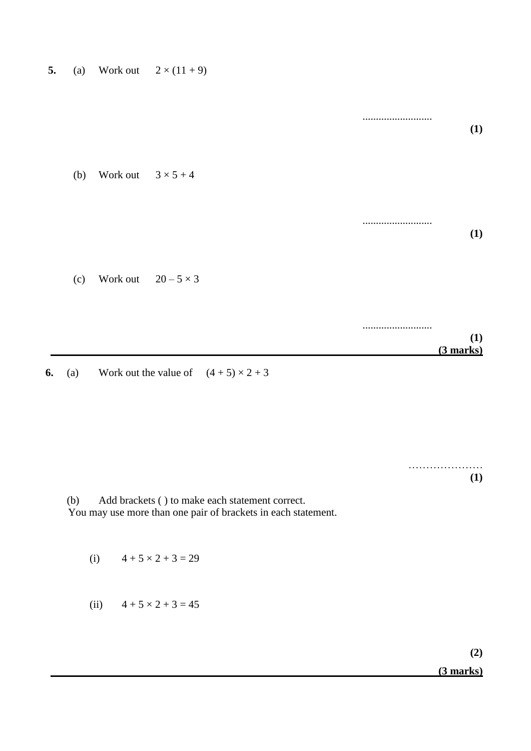**5.** (a) Work out $2 \times (11 + 9)$

..........................

**(1)**

(b) Work out $3 \times 5 + 4$

..........................

**(1)**

(c) Work out $20 - 5 \times 3$

..........................

**(1)**

**(3 marks)**

---

**6.** (a) Work out the value of $(4 + 5) \times 2 + 3$

…………………

**(1)**

(b) Add brackets ( ) to make each statement correct.
You may use more than one pair of brackets in each statement.

(i) $4 + 5 \times 2 + 3 = 29$

(ii) $4 + 5 \times 2 + 3 = 45$

**(2)**

**(3 marks)**

---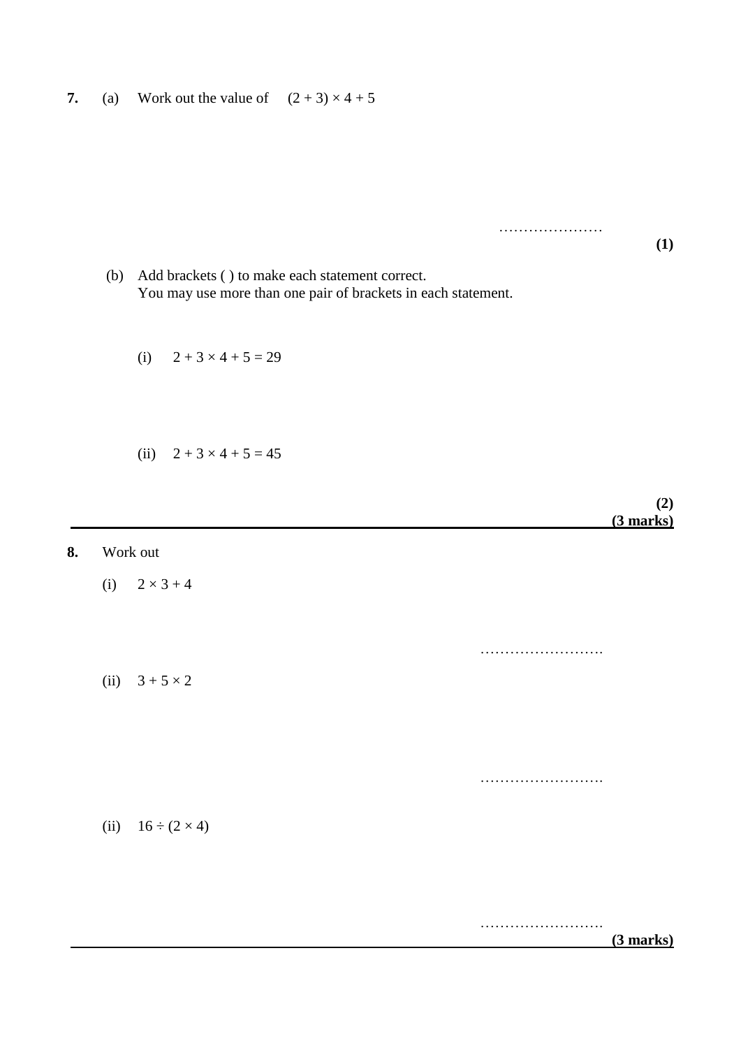**7.** (a) Work out the value of $(2 + 3) \times 4 + 5$

…………………

**(1)**

(b) Add brackets ( ) to make each statement correct.
You may use more than one pair of brackets in each statement.

(i) $2 + 3 \times 4 + 5 = 29$

(ii) $2 + 3 \times 4 + 5 = 45$

**(2)**
**(3 marks)**

---

**8.** Work out

(i) $2 \times 3 + 4$

…………………….

(ii) $3 + 5 \times 2$

…………………….

(ii) $16 \div (2 \times 4)$

…………………….

**(3 marks)**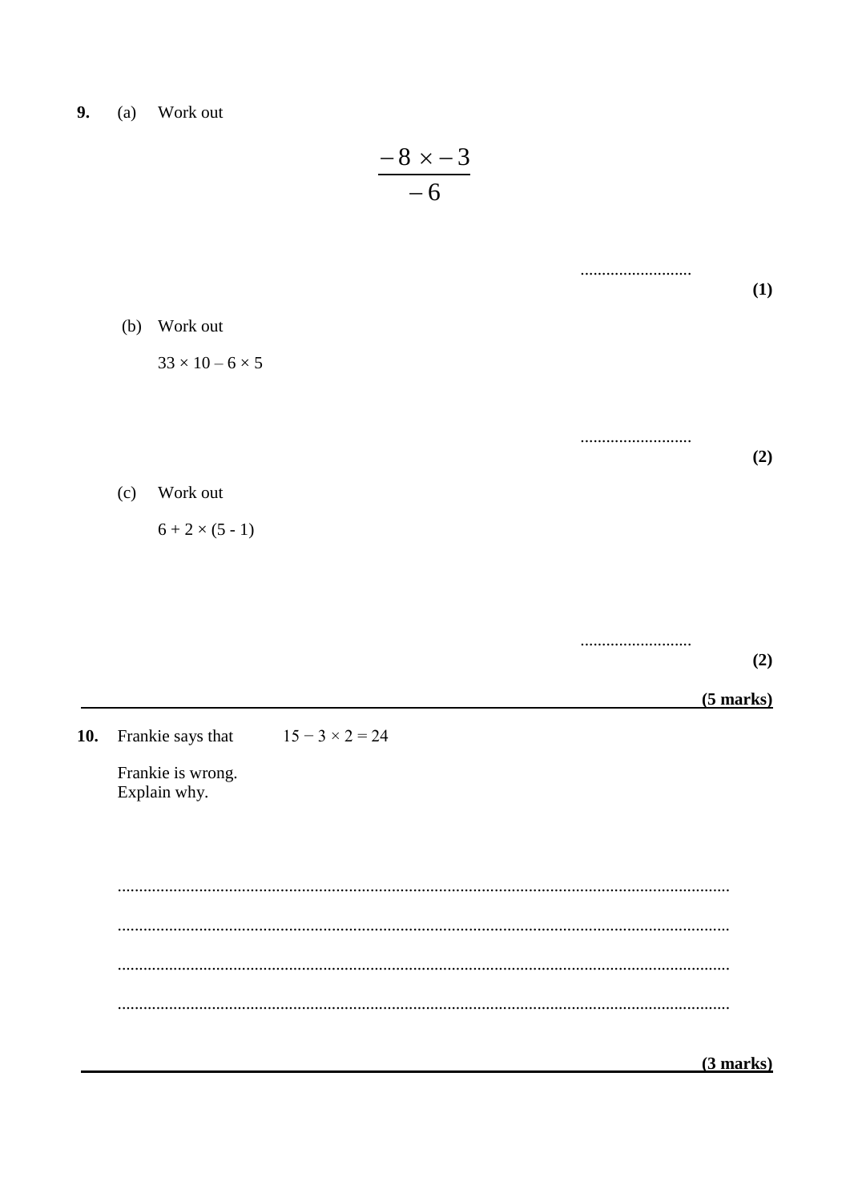**9.** (a) Work out

$$\frac{-8 \times -3}{-6}$$

..........................
**(1)**

(b) Work out

$33 \times 10 - 6 \times 5$

..........................
**(2)**

(c) Work out

$6 + 2 \times (5 - 1)$

..........................
**(2)**

**(5 marks)**

---

**10.** Frankie says that $15 - 3 \times 2 = 24$

Frankie is wrong.
Explain why.

.....................................................................................................................................

.....................................................................................................................................

.....................................................................................................................................

.....................................................................................................................................

**(3 marks)**

---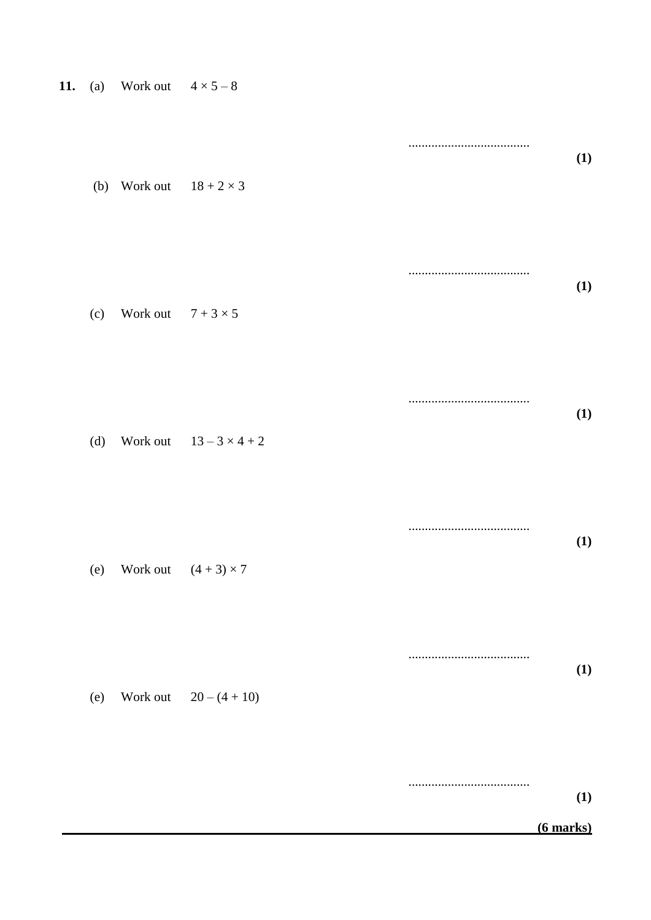**11.** (a) Work out $4 \times 5 - 8$

.....................................

**(1)**

(b) Work out $18 + 2 \times 3$

.....................................

**(1)**

(c) Work out $7 + 3 \times 5$

.....................................

**(1)**

(d) Work out $13 - 3 \times 4 + 2$

.....................................

**(1)**

(e) Work out $(4 + 3) \times 7$

.....................................

**(1)**

(e) Work out $20 - (4 + 10)$

.....................................

**(1)**

**(6 marks)**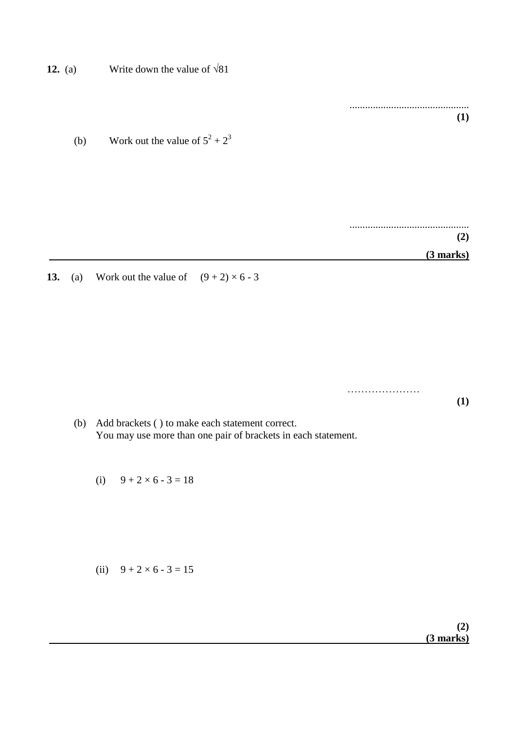**12.** (a) Write down the value of $\sqrt{81}$

..............................................

**(1)**

(b) Work out the value of $5^2 + 2^3$

..............................................

**(2)**

**(3 marks)**

---

**13.** (a) Work out the value of $(9 + 2) \times 6 - 3$

…………………

**(1)**

(b) Add brackets ( ) to make each statement correct.
You may use more than one pair of brackets in each statement.

(i) $9 + 2 \times 6 - 3 = 18$

(ii) $9 + 2 \times 6 - 3 = 15$

**(2)**

**(3 marks)**

---